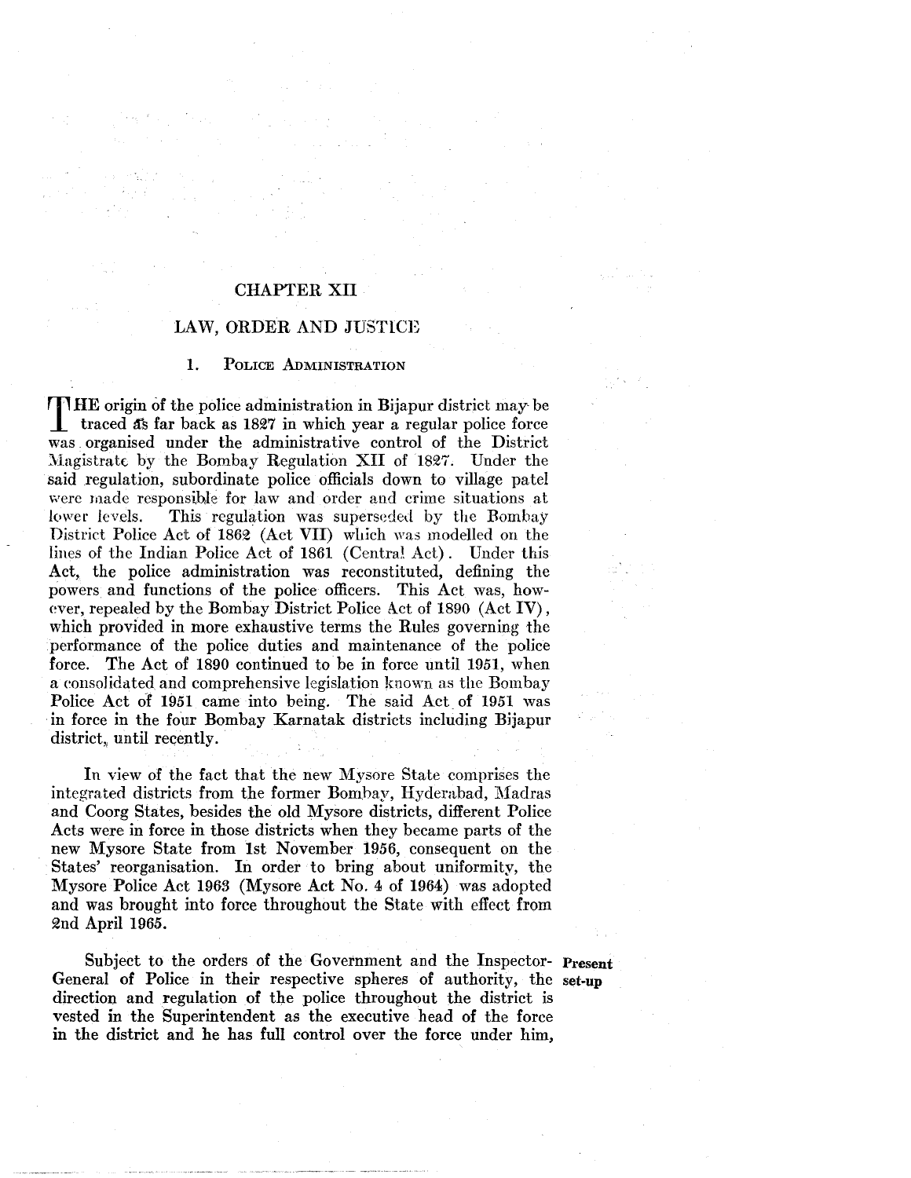# CHAPTER XII

## LAW, ORDER AND JUSTICE

### 1. Police Administration

THE origin of the police administration in Bijapur district may be traced as far back as 1827 in which year a regular police force was organised under the administrative control of the District Magistrate by the Bombay Regulation XII of 1827. Under the said regulation, subordinate police officials down to village patel were made responsible for law and order and crime situations at lower levels. This regulation was superseded by the Bombay District Police Act of 1862 (Act VII) which was modelled on the lines of the Indian Police Act of 1861 (Central Act). Under this Act, the police administration was reconstituted, defining the powers and functions of the police officers. This Act was, however, repealed by the Bombay District Police Act of 1890 (Act IV), which provided in more exhaustive terms the Rules governing the performance of the police duties and maintenance of the police force. The Act of 1890 continued to be in force until 1951, when a consolidated and comprehensive legislation known as the Bombay Police Act of 1951 came into being. The said Act of 1951 was in force in the four Bombay Karnatak districts including Bijapur district, until recently.

In view of the fact that the new Mysore State comprises the integrated districts from the former Bombay, Hyderabad, Madras and Coorg States, besides the old Mysore districts, different Police Acts were in force in those districts when they became parts of the new Mysore State from 1st November 1956, consequent on the States' reorganisation. In order to bring about uniformity, the Mysore Police Act 1963 (Mysore Act No. 4 of 1964) was adopted and was brought into force throughout the State with effect from 2nd April 1965.

**Present set-up**

Subject to the orders of the Government and the Inspector-General of Police in their respective spheres of authority, the direction and regulation of the police throughout the district is vested in the Superintendent as the executive head of the force in the district and he has full control over the force under him,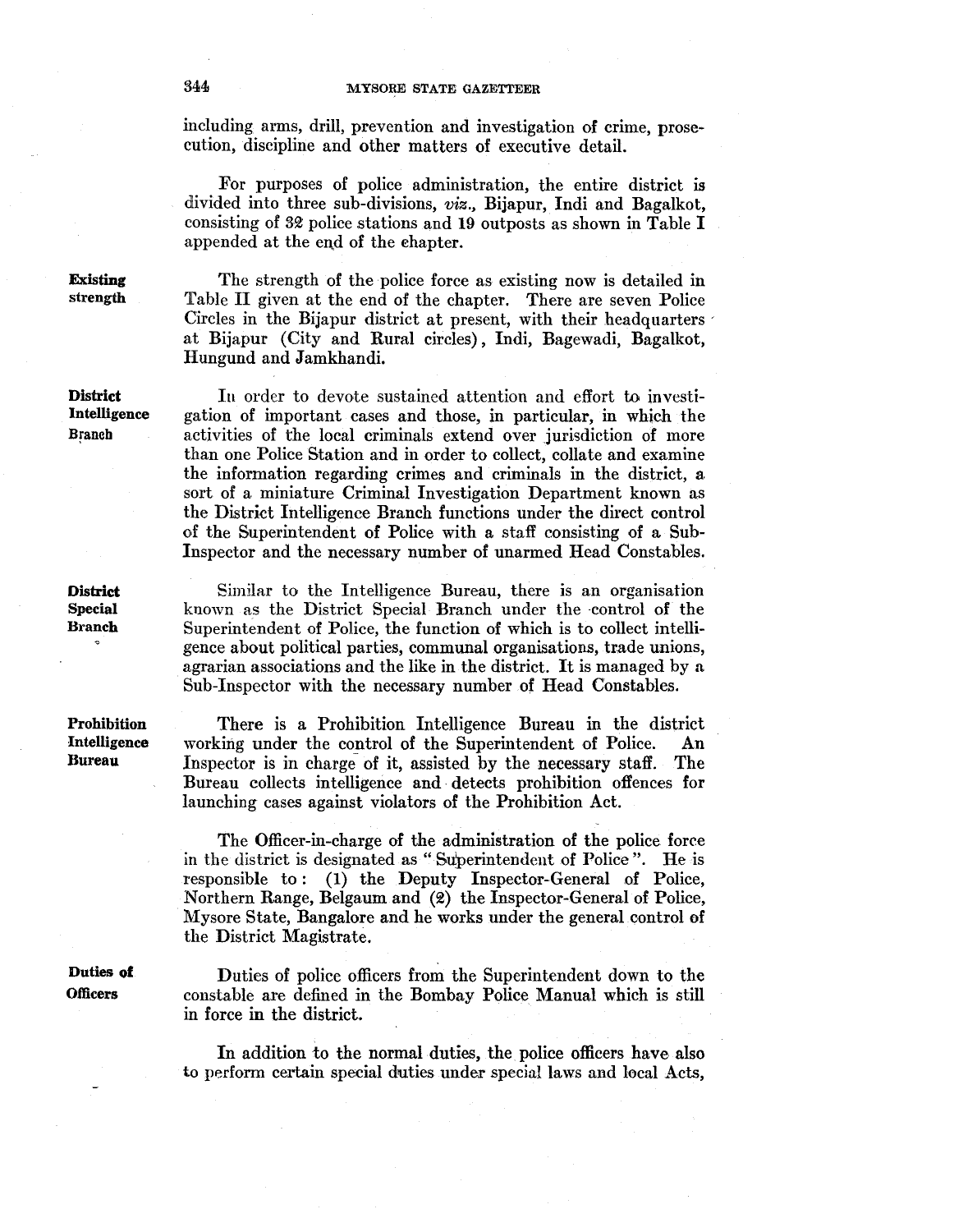including arms, drill, prevention and investigation of crime, prosecution, discipline and other matters of executive detail.

For purposes of police administration, the entire district is divided into three sub-divisions, *viz.*, Bijapur, Indi and Bagalkot, consisting of 32 police stations and 19 outposts as shown in Table I appended at the end of the chapter.

**Existing strength**

The strength of the police force as existing now is detailed in Table II given at the end of the chapter. There are seven Police Circles in the Bijapur district at present, with their headquarters at Bijapur (City and Rural circles), Indi, Bagewadi, Bagalkot, Hungund and Jamkhandi.

**District Intelligence Branch**

In order to devote sustained attention and effort to investigation of important cases and those, in particular, in which the activities of the local criminals extend over jurisdiction of more than one Police Station and in order to collect, collate and examine the information regarding crimes and criminals in the district, a sort of a miniature Criminal Investigation Department known as the District Intelligence Branch functions under the direct control of the Superintendent of Police with a staff consisting of a Sub-Inspector and the necessary number of unarmed Head Constables.

**District Special Branch**

Similar to the Intelligence Bureau, there is an organisation known as the District Special Branch under the control of the Superintendent of Police, the function of which is to collect intelligence about political parties, communal organisations, trade unions, agrarian associations and the like in the district. It is managed by a Sub-Inspector with the necessary number of Head Constables.

**Prohibition Intelligence Bureau**

There is a Prohibition Intelligence Bureau in the district working under the control of the Superintendent of Police. An Inspector is in charge of it, assisted by the necessary staff. The Bureau collects intelligence and detects prohibition offences for launching cases against violators of the Prohibition Act.

The Officer-in-charge of the administration of the police force in the district is designated as "Superintendent of Police". He is responsible to: (1) the Deputy Inspector-General of Police, Northern Range, Belgaum and (2) the Inspector-General of Police, Mysore State, Bangalore and he works under the general control of the District Magistrate.

**Duties of Officers**

Duties of police officers from the Superintendent down to the constable are defined in the Bombay Police Manual which is still in force in the district.

In addition to the normal duties, the police officers have also to perform certain special duties under special laws and local Acts,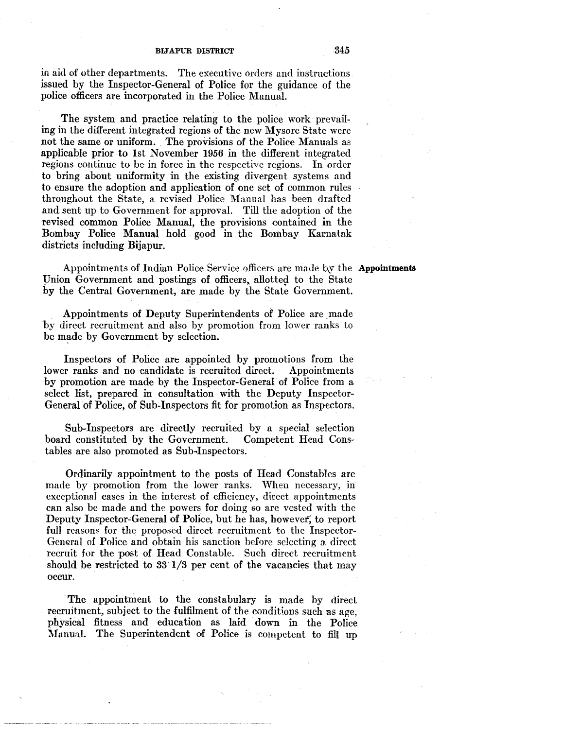in aid of other departments. The executive orders and instructions issued by the Inspector-General of Police for the guidance of the police officers are incorporated in the Police Manual.

The system and practice relating to the police work prevailing in the different integrated regions of the new Mysore State were not the same or uniform. The provisions of the Police Manuals as applicable prior to 1st November 1956 in the different integrated regions continue to be in force in the respective regions. In order to bring about uniformity in the existing divergent systems and to ensure the adoption and application of one set of common rules throughout the State, a revised Police Manual has been drafted and sent up to Government for approval. Till the adoption of the revised common Police Manual, the provisions contained in the Bombay Police Manual hold good in the Bombay Karnatak districts including Bijapur.

**Appointments**

Appointments of Indian Police Service officers are made by the Union Government and postings of officers, allotted to the State by the Central Government, are made by the State Government.

Appointments of Deputy Superintendents of Police are made by direct recruitment and also by promotion from lower ranks to be made by Government by selection.

Inspectors of Police are appointed by promotions from the lower ranks and no candidate is recruited direct. Appointments by promotion are made by the Inspector-General of Police from a select list, prepared in consultation with the Deputy Inspector-General of Police, of Sub-Inspectors fit for promotion as Inspectors.

Sub-Inspectors are directly recruited by a special selection board constituted by the Government. Competent Head Constables are also promoted as Sub-Inspectors.

Ordinarily appointment to the posts of Head Constables are made by promotion from the lower ranks. When necessary, in exceptional cases in the interest of efficiency, direct appointments can also be made and the powers for doing so are vested with the Deputy Inspector-General of Police, but he has, however, to report full reasons for the proposed direct recruitment to the Inspector-General of Police and obtain his sanction before selecting a direct recruit for the post of Head Constable. Such direct recruitment should be restricted to 33 1/3 per cent of the vacancies that may occur.

The appointment to the constabulary is made by direct recruitment, subject to the fulfilment of the conditions such as age, physical fitness and education as laid down in the Police Manual. The Superintendent of Police is competent to fill up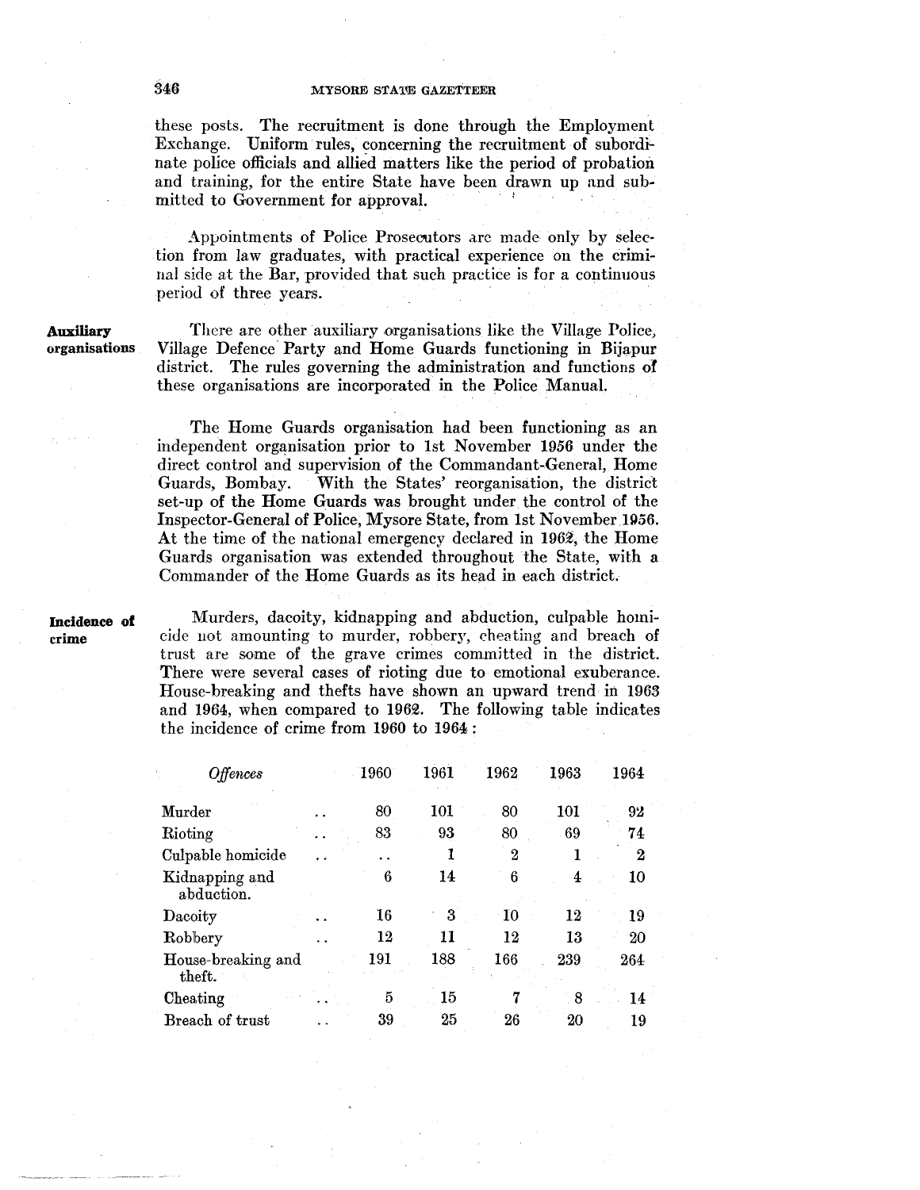these posts. The recruitment is done through the Employment Exchange. Uniform rules, concerning the recruitment of subordinate police officials and allied matters like the period of probation and training, for the entire State have been drawn up and submitted to Government for approval.

Appointments of Police Prosecutors are made only by selection from law graduates, with practical experience on the criminal side at the Bar, provided that such practice is for a continuous period of three years.

**Auxiliary organisations**

There are other auxiliary organisations like the Village Police, Village Defence Party and Home Guards functioning in Bijapur district. The rules governing the administration and functions of these organisations are incorporated in the Police Manual.

The Home Guards organisation had been functioning as an independent organisation prior to 1st November 1956 under the direct control and supervision of the Commandant-General, Home Guards, Bombay. With the States' reorganisation, the district set-up of the Home Guards was brought under the control of the Inspector-General of Police, Mysore State, from 1st November 1956. At the time of the national emergency declared in 1962, the Home Guards organisation was extended throughout the State, with a Commander of the Home Guards as its head in each district.

**Incidence of crime**

Murders, dacoity, kidnapping and abduction, culpable homicide not amounting to murder, robbery, cheating and breach of trust are some of the grave crimes committed in the district. There were several cases of rioting due to emotional exuberance. House-breaking and thefts have shown an upward trend in 1963 and 1964, when compared to 1962. The following table indicates the incidence of crime from 1960 to 1964:

| *Offences* | 1960 | 1961 | 1962 | 1963 | 1964 |
|---|---|---|---|---|---|
| Murder | 80 | 101 | 80 | 101 | 92 |
| Rioting | 83 | 93 | 80 | 69 | 74 |
| Culpable homicide | .. | 1 | 2 | 1 | 2 |
| Kidnapping and abduction. | 6 | 14 | 6 | 4 | 10 |
| Dacoity | 16 | 3 | 10 | 12 | 19 |
| Robbery | 12 | 11 | 12 | 13 | 20 |
| House-breaking and theft. | 191 | 188 | 166 | 239 | 264 |
| Cheating | 5 | 15 | 7 | 8 | 14 |
| Breach of trust | 39 | 25 | 26 | 20 | 19 |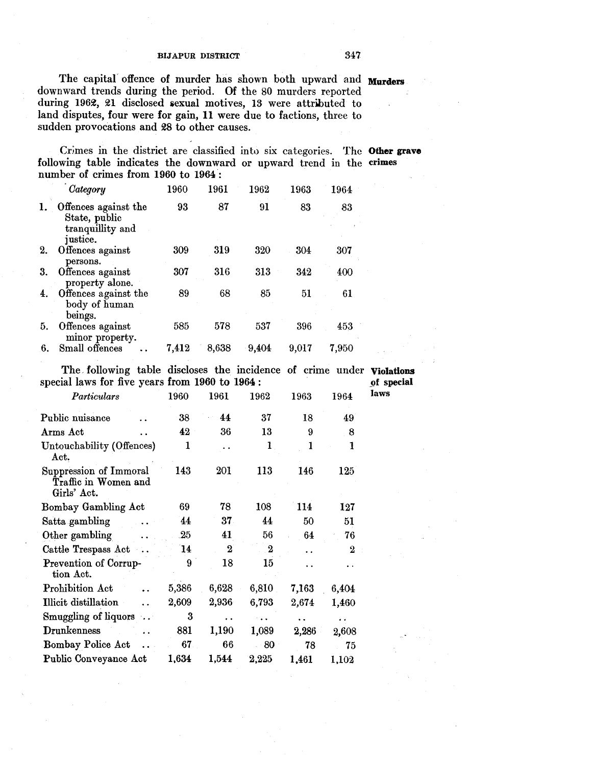**Murders**

The capital offence of murder has shown both upward and downward trends during the period. Of the 80 murders reported during 1962, 21 disclosed sexual motives, 13 were attributed to land disputes, four were for gain, 11 were due to factions, three to sudden provocations and 28 to other causes.

**Other grave crimes**

Crimes in the district are classified into six categories. The following table indicates the downward or upward trend in the number of crimes from 1960 to 1964:

| *Category* | 1960 | 1961 | 1962 | 1963 | 1964 |
|---|---|---|---|---|---|
| 1. Offences against the State, public tranquillity and justice. | 93 | 87 | 91 | 83 | 83 |
| 2. Offences against persons. | 309 | 319 | 320 | 304 | 307 |
| 3. Offences against property alone. | 307 | 316 | 313 | 342 | 400 |
| 4. Offences against the body of human beings. | 89 | 68 | 85 | 51 | 61 |
| 5. Offences against minor property. | 585 | 578 | 537 | 396 | 453 |
| 6. Small offences .. | 7,412 | 8,638 | 9,404 | 9,017 | 7,950 |

**Violations of special laws**

The following table discloses the incidence of crime under special laws for five years from 1960 to 1964:

| *Particulars* | 1960 | 1961 | 1962 | 1963 | 1964 |
|---|---|---|---|---|---|
| Public nuisance .. | 38 | 44 | 37 | 18 | 49 |
| Arms Act .. | 42 | 36 | 13 | 9 | 8 |
| Untouchability (Offences) Act. | 1 | .. | 1 | 1 | 1 |
| Suppression of Immoral Traffic in Women and Girls' Act. | 143 | 201 | 113 | 146 | 125 |
| Bombay Gambling Act | 69 | 78 | 108 | 114 | 127 |
| Satta gambling .. | 44 | 37 | 44 | 50 | 51 |
| Other gambling .. | 25 | 41 | 56 | 64 | 76 |
| Cattle Trespass Act .. | 14 | 2 | 2 | .. | 2 |
| Prevention of Corruption Act. | 9 | 18 | 15 | .. | .. |
| Prohibition Act .. | 5,386 | 6,628 | 6,810 | 7,163 | 6,404 |
| Illicit distillation .. | 2,609 | 2,936 | 6,793 | 2,674 | 1,460 |
| Smuggling of liquors .. | 3 | .. | .. | .. | .. |
| Drunkenness .. | 881 | 1,190 | 1,089 | 2,286 | 2,608 |
| Bombay Police Act .. | 67 | 66 | 80 | 78 | 75 |
| Public Conveyance Act | 1,634 | 1,544 | 2,225 | 1,461 | 1,102 |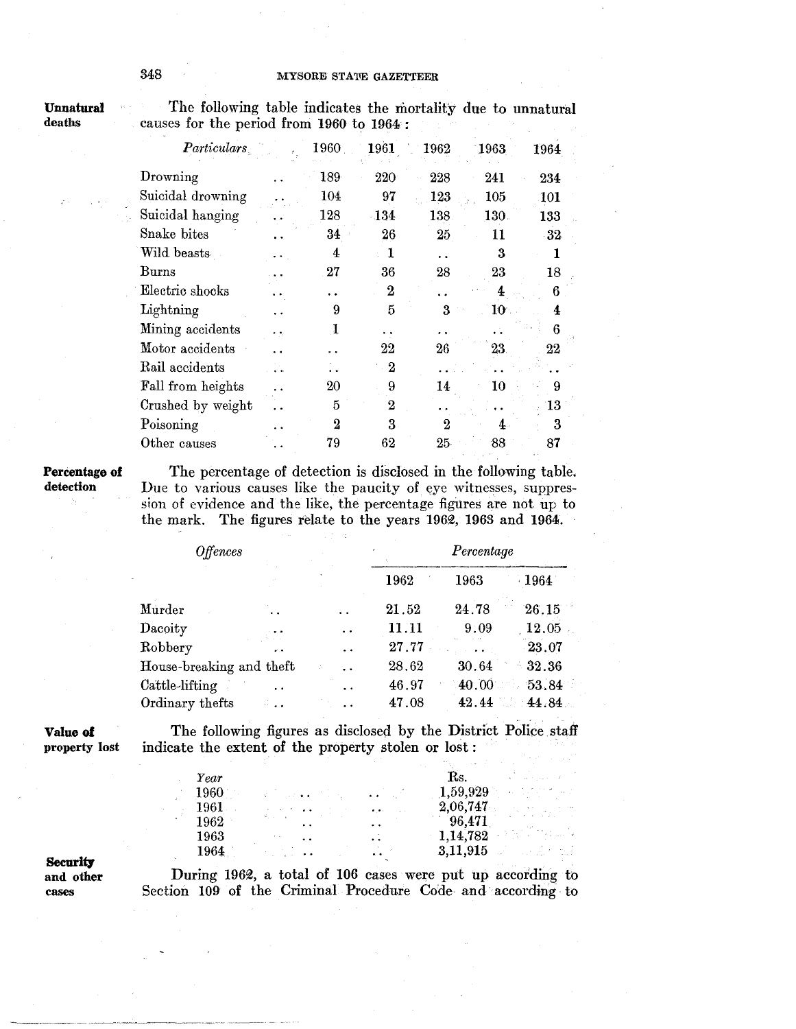**Unnatural deaths**

The following table indicates the mortality due to unnatural causes for the period from 1960 to 1964:

| *Particulars* | 1960 | 1961 | 1962 | 1963 | 1964 |
|---|---|---|---|---|---|
| Drowning .. | 189 | 220 | 228 | 241 | 234 |
| Suicidal drowning .. | 104 | 97 | 123 | 105 | 101 |
| Suicidal hanging .. | 128 | 134 | 138 | 130 | 133 |
| Snake bites .. | 34 | 26 | 25 | 11 | 32 |
| Wild beasts .. | 4 | 1 | .. | 3 | 1 |
| Burns .. | 27 | 36 | 28 | 23 | 18 |
| Electric shocks .. | .. | 2 | .. | 4 | 6 |
| Lightning .. | 9 | 5 | 3 | 10 | 4 |
| Mining accidents .. | 1 | .. | .. | .. | 6 |
| Motor accidents .. | .. | 22 | 26 | 23 | 22 |
| Rail accidents .. | .. | 2 | .. | .. | .. |
| Fall from heights .. | 20 | 9 | 14 | 10 | 9 |
| Crushed by weight .. | 5 | 2 | .. | .. | 13 |
| Poisoning .. | 2 | 3 | 2 | 4 | 3 |
| Other causes .. | 79 | 62 | 25 | 88 | 87 |

**Percentage of detection**

The percentage of detection is disclosed in the following table. Due to various causes like the paucity of eye witnesses, suppression of evidence and the like, the percentage figures are not up to the mark. The figures relate to the years 1962, 1963 and 1964.

| *Offences* | *Percentage* | | |
|---|---|---|---|
| | 1962 | 1963 | 1964 |
| Murder .. .. | 21.52 | 24.78 | 26.15 |
| Dacoity .. .. | 11.11 | 9.09 | 12.05 |
| Robbery .. .. | 27.77 | .. | 23.07 |
| House-breaking and theft .. | 28.62 | 30.64 | 32.36 |
| Cattle-lifting .. .. | 46.97 | 40.00 | 53.84 |
| Ordinary thefts .. .. | 47.08 | 42.44 | 44.84 |

**Value of property lost**

The following figures as disclosed by the District Police staff indicate the extent of the property stolen or lost:

| *Year* | Rs. |
|---|---|
| 1960 .. .. | 1,59,929 |
| 1961 .. .. | 2,06,747 |
| 1962 .. .. | 96,471 |
| 1963 .. .. | 1,14,782 |
| 1964 .. .. | 3,11,915 |

**Security and other cases**

During 1962, a total of 106 cases were put up according to Section 109 of the Criminal Procedure Code and according to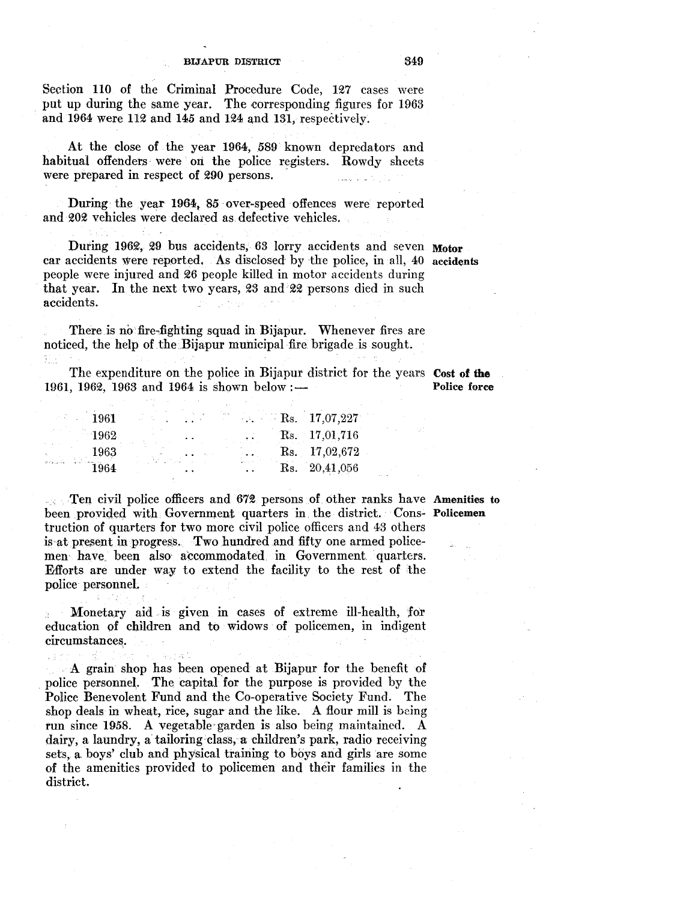Section 110 of the Criminal Procedure Code, 127 cases were put up during the same year. The corresponding figures for 1963 and 1964 were 112 and 145 and 124 and 131, respectively.

At the close of the year 1964, 589 known depredators and habitual offenders were on the police registers. Rowdy sheets were prepared in respect of 290 persons.

During the year 1964, 85 over-speed offences were reported and 202 vehicles were declared as defective vehicles.

**Motor accidents**

During 1962, 29 bus accidents, 63 lorry accidents and seven car accidents were reported. As disclosed by the police, in all, 40 people were injured and 26 people killed in motor accidents during that year. In the next two years, 23 and 22 persons died in such accidents.

There is no fire-fighting squad in Bijapur. Whenever fires are noticed, the help of the Bijapur municipal fire brigade is sought.

**Cost of the Police force**

The expenditure on the police in Bijapur district for the years 1961, 1962, 1963 and 1964 is shown below :—

| Year | Expenditure |
|---|---|
| 1961 | Rs. 17,07,227 |
| 1962 | Rs. 17,01,716 |
| 1963 | Rs. 17,02,672 |
| 1964 | Rs. 20,41,056 |

**Amenities to Policemen**

Ten civil police officers and 672 persons of other ranks have been provided with Government quarters in the district. Construction of quarters for two more civil police officers and 43 others is at present in progress. Two hundred and fifty one armed policemen have been also accommodated in Government quarters. Efforts are under way to extend the facility to the rest of the police personnel.

Monetary aid is given in cases of extreme ill-health, for education of children and to widows of policemen, in indigent circumstances.

A grain shop has been opened at Bijapur for the benefit of police personnel. The capital for the purpose is provided by the Police Benevolent Fund and the Co-operative Society Fund. The shop deals in wheat, rice, sugar and the like. A flour mill is being run since 1958. A vegetable garden is also being maintained. A dairy, a laundry, a tailoring class, a children's park, radio receiving sets, a boys' club and physical training to boys and girls are some of the amenities provided to policemen and their families in the district.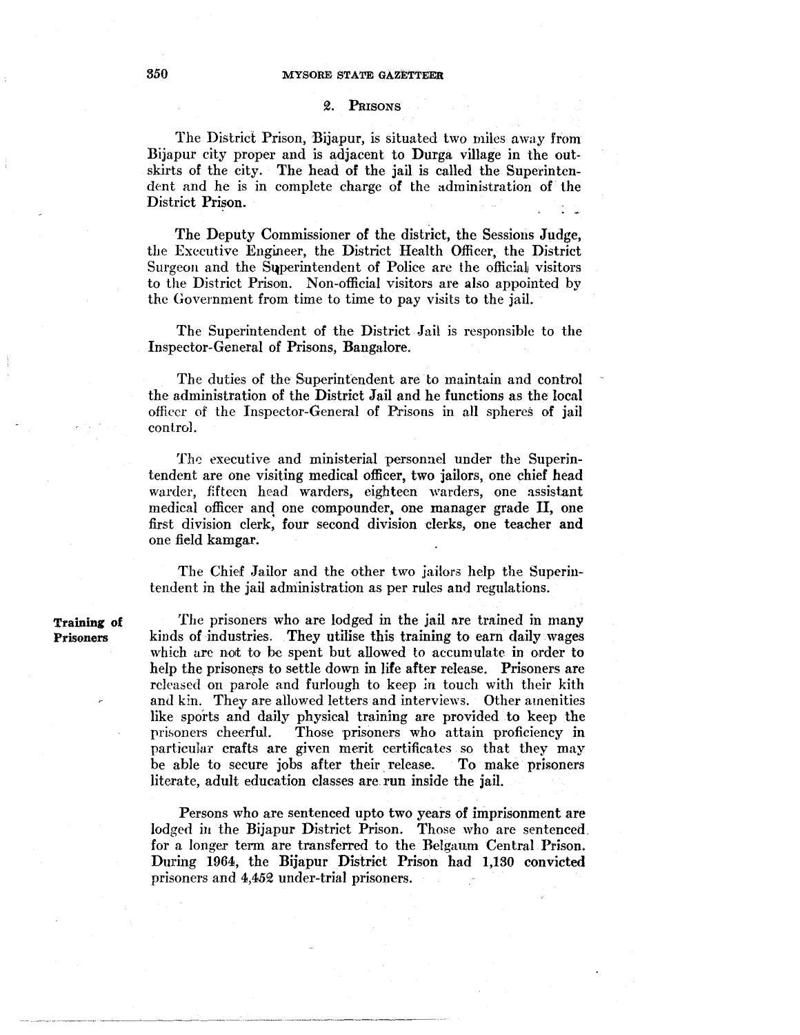## 2. Prisons

The District Prison, Bijapur, is situated two miles away from Bijapur city proper and is adjacent to Durga village in the outskirts of the city. The head of the jail is called the Superintendent and he is in complete charge of the administration of the District Prison.

The Deputy Commissioner of the district, the Sessions Judge, the Executive Engineer, the District Health Officer, the District Surgeon and the Superintendent of Police are the official visitors to the District Prison. Non-official visitors are also appointed by the Government from time to time to pay visits to the jail.

The Superintendent of the District Jail is responsible to the Inspector-General of Prisons, Bangalore.

The duties of the Superintendent are to maintain and control the administration of the District Jail and he functions as the local officer of the Inspector-General of Prisons in all spheres of jail control.

The executive and ministerial personnel under the Superintendent are one visiting medical officer, two jailors, one chief head warder, fifteen head warders, eighteen warders, one assistant medical officer and one compounder, one manager grade II, one first division clerk, four second division clerks, one teacher and one field kamgar.

The Chief Jailor and the other two jailors help the Superintendent in the jail administration as per rules and regulations.

**Training of Prisoners**

The prisoners who are lodged in the jail are trained in many kinds of industries. They utilise this training to earn daily wages which are not to be spent but allowed to accumulate in order to help the prisoners to settle down in life after release. Prisoners are released on parole and furlough to keep in touch with their kith and kin. They are allowed letters and interviews. Other amenities like sports and daily physical training are provided to keep the prisoners cheerful. Those prisoners who attain proficiency in particular crafts are given merit certificates so that they may be able to secure jobs after their release. To make prisoners literate, adult education classes are run inside the jail.

Persons who are sentenced upto two years of imprisonment are lodged in the Bijapur District Prison. Those who are sentenced for a longer term are transferred to the Belgaum Central Prison. During 1964, the Bijapur District Prison had 1,130 convicted prisoners and 4,452 under-trial prisoners.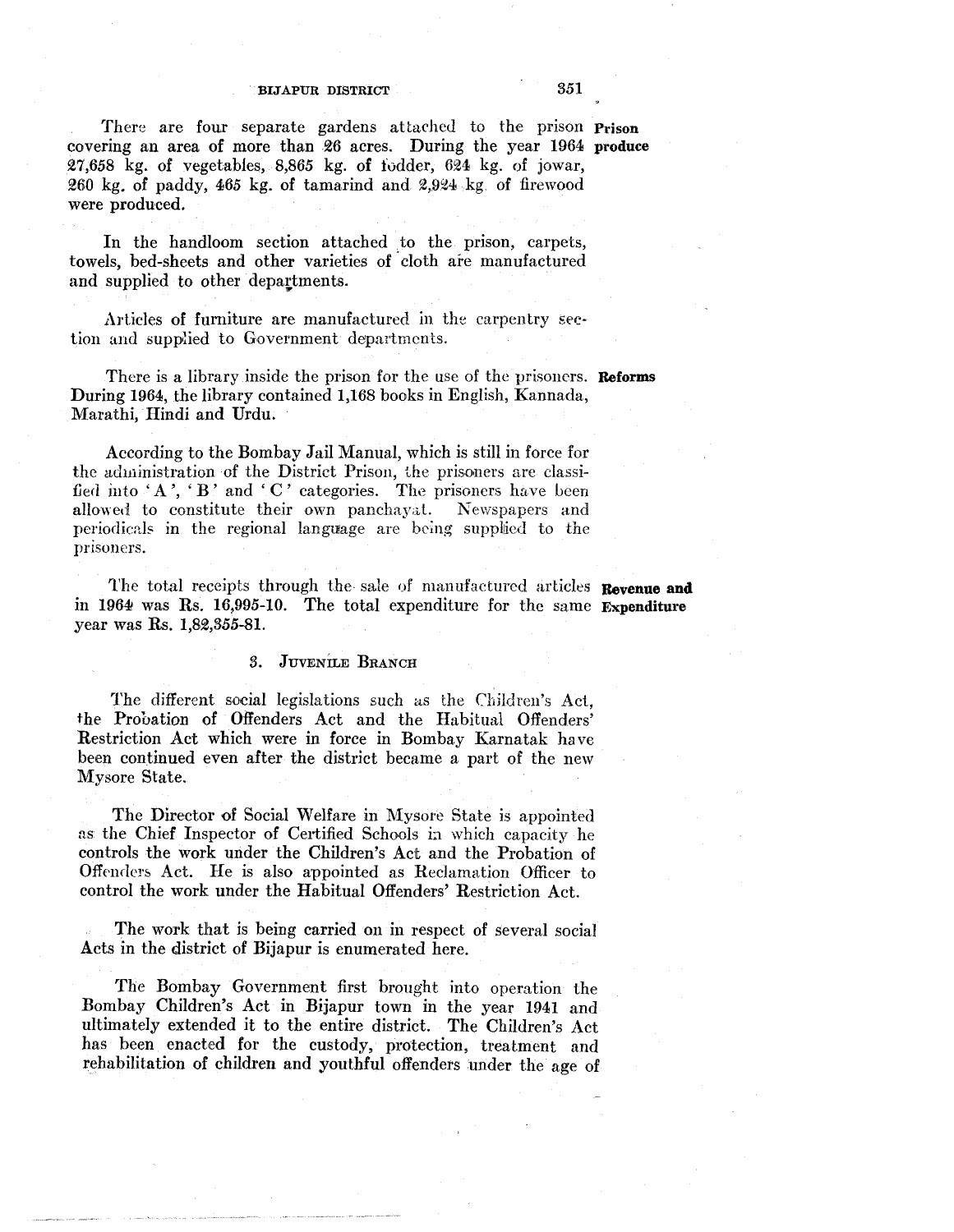**Prison produce**

There are four separate gardens attached to the prison covering an area of more than 26 acres. During the year 1964 27,658 kg. of vegetables, 8,865 kg. of fodder, 624 kg. of jowar, 260 kg. of paddy, 465 kg. of tamarind and 2,924 kg. of firewood were produced.

In the handloom section attached to the prison, carpets, towels, bed-sheets and other varieties of cloth are manufactured and supplied to other departments.

Articles of furniture are manufactured in the carpentry section and supplied to Government departments.

**Reforms**

There is a library inside the prison for the use of the prisoners. During 1964, the library contained 1,168 books in English, Kannada, Marathi, Hindi and Urdu.

According to the Bombay Jail Manual, which is still in force for the administration of the District Prison, the prisoners are classified into 'A', 'B' and 'C' categories. The prisoners have been allowed to constitute their own panchayat. Newspapers and periodicals in the regional language are being supplied to the prisoners.

**Revenue and Expenditure**

The total receipts through the sale of manufactured articles in 1964 was Rs. 16,995-10. The total expenditure for the same year was Rs. 1,82,355-81.

### 3. Juvenile Branch

The different social legislations such as the Children's Act, the Probation of Offenders Act and the Habitual Offenders' Restriction Act which were in force in Bombay Karnatak have been continued even after the district became a part of the new Mysore State.

The Director of Social Welfare in Mysore State is appointed as the Chief Inspector of Certified Schools in which capacity he controls the work under the Children's Act and the Probation of Offenders Act. He is also appointed as Reclamation Officer to control the work under the Habitual Offenders' Restriction Act.

The work that is being carried on in respect of several social Acts in the district of Bijapur is enumerated here.

The Bombay Government first brought into operation the Bombay Children's Act in Bijapur town in the year 1941 and ultimately extended it to the entire district. The Children's Act has been enacted for the custody, protection, treatment and rehabilitation of children and youthful offenders under the age of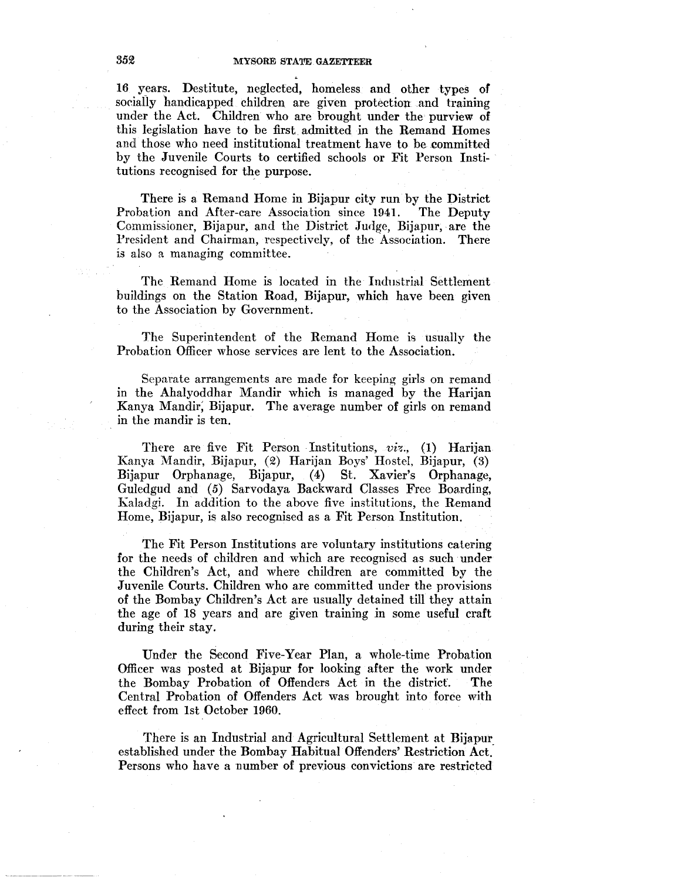16 years. Destitute, neglected, homeless and other types of socially handicapped children are given protection and training under the Act. Children who are brought under the purview of this legislation have to be first admitted in the Remand Homes and those who need institutional treatment have to be committed by the Juvenile Courts to certified schools or Fit Person Institutions recognised for the purpose.

There is a Remand Home in Bijapur city run by the District Probation and After-care Association since 1941. The Deputy Commissioner, Bijapur, and the District Judge, Bijapur, are the President and Chairman, respectively, of the Association. There is also a managing committee.

The Remand Home is located in the Industrial Settlement buildings on the Station Road, Bijapur, which have been given to the Association by Government.

The Superintendent of the Remand Home is usually the Probation Officer whose services are lent to the Association.

Separate arrangements are made for keeping girls on remand in the Ahalyoddhar Mandir which is managed by the Harijan Kanya Mandir, Bijapur. The average number of girls on remand in the mandir is ten.

There are five Fit Person Institutions, *viz.*, (1) Harijan Kanya Mandir, Bijapur, (2) Harijan Boys' Hostel, Bijapur, (3) Bijapur Orphanage, Bijapur, (4) St. Xavier's Orphanage, Guledgud and (5) Sarvodaya Backward Classes Free Boarding, Kaladgi. In addition to the above five institutions, the Remand Home, Bijapur, is also recognised as a Fit Person Institution.

The Fit Person Institutions are voluntary institutions catering for the needs of children and which are recognised as such under the Children's Act, and where children are committed by the Juvenile Courts. Children who are committed under the provisions of the Bombay Children's Act are usually detained till they attain the age of 18 years and are given training in some useful craft during their stay.

Under the Second Five-Year Plan, a whole-time Probation Officer was posted at Bijapur for looking after the work under the Bombay Probation of Offenders Act in the district. The Central Probation of Offenders Act was brought into force with effect from 1st October 1960.

There is an Industrial and Agricultural Settlement at Bijapur established under the Bombay Habitual Offenders' Restriction Act. Persons who have a number of previous convictions are restricted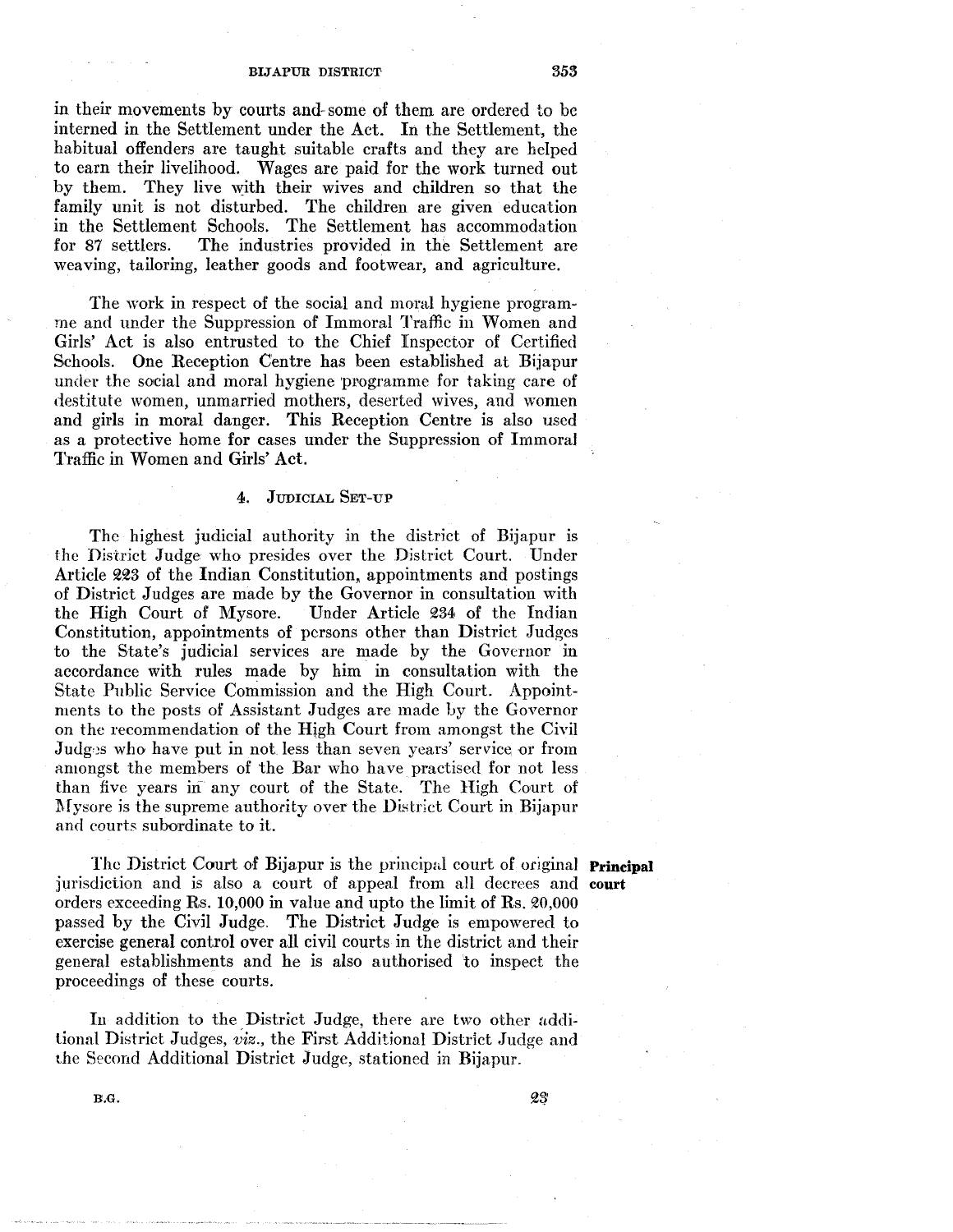in their movements by courts and some of them are ordered to be interned in the Settlement under the Act. In the Settlement, the habitual offenders are taught suitable crafts and they are helped to earn their livelihood. Wages are paid for the work turned out by them. They live with their wives and children so that the family unit is not disturbed. The children are given education in the Settlement Schools. The Settlement has accommodation for 87 settlers. The industries provided in the Settlement are weaving, tailoring, leather goods and footwear, and agriculture.

The work in respect of the social and moral hygiene programme and under the Suppression of Immoral Traffic in Women and Girls' Act is also entrusted to the Chief Inspector of Certified Schools. One Reception Centre has been established at Bijapur under the social and moral hygiene programme for taking care of destitute women, unmarried mothers, deserted wives, and women and girls in moral danger. This Reception Centre is also used as a protective home for cases under the Suppression of Immoral Traffic in Women and Girls' Act.

## 4. Judicial Set-up

The highest judicial authority in the district of Bijapur is the District Judge who presides over the District Court. Under Article 223 of the Indian Constitution, appointments and postings of District Judges are made by the Governor in consultation with the High Court of Mysore. Under Article 234 of the Indian Constitution, appointments of persons other than District Judges to the State's judicial services are made by the Governor in accordance with rules made by him in consultation with the State Public Service Commission and the High Court. Appointments to the posts of Assistant Judges are made by the Governor on the recommendation of the High Court from amongst the Civil Judges who have put in not less than seven years' service or from amongst the members of the Bar who have practised for not less than five years in any court of the State. The High Court of Mysore is the supreme authority over the District Court in Bijapur and courts subordinate to it.

**Principal court**

The District Court of Bijapur is the principal court of original jurisdiction and is also a court of appeal from all decrees and orders exceeding Rs. 10,000 in value and upto the limit of Rs. 20,000 passed by the Civil Judge. The District Judge is empowered to exercise general control over all civil courts in the district and their general establishments and he is also authorised to inspect the proceedings of these courts.

In addition to the District Judge, there are two other additional District Judges, *viz.*, the First Additional District Judge and the Second Additional District Judge, stationed in Bijapur.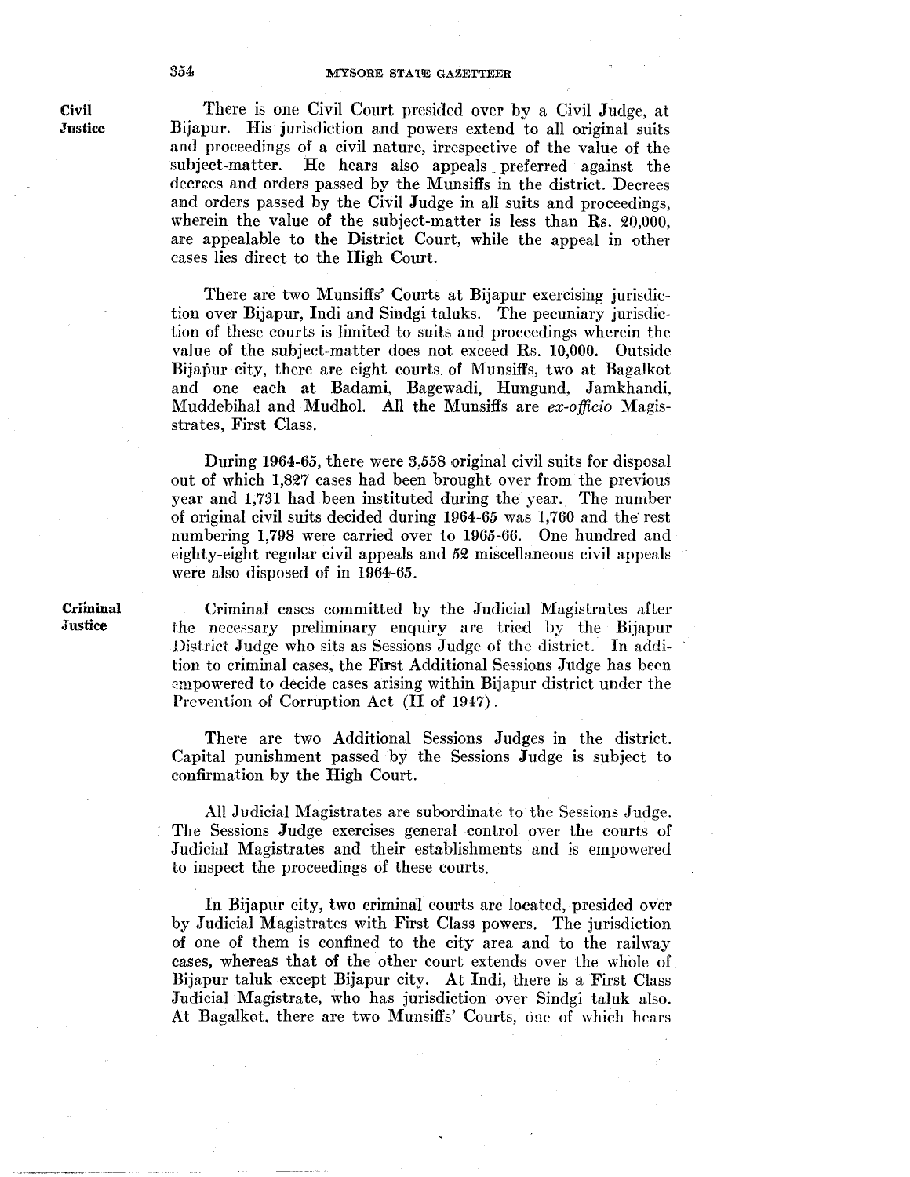## Civil Justice

There is one Civil Court presided over by a Civil Judge, at Bijapur. His jurisdiction and powers extend to all original suits and proceedings of a civil nature, irrespective of the value of the subject-matter. He hears also appeals preferred against the decrees and orders passed by the Munsiffs in the district. Decrees and orders passed by the Civil Judge in all suits and proceedings, wherein the value of the subject-matter is less than Rs. 20,000, are appealable to the District Court, while the appeal in other cases lies direct to the High Court.

There are two Munsiffs' Courts at Bijapur exercising jurisdiction over Bijapur, Indi and Sindgi taluks. The pecuniary jurisdiction of these courts is limited to suits and peceedings wherein the value of the subject-matter does not exceed Rs. 10,000. Outside Bijapur city, there are eight courts of Munsiffs, two at Bagalkot and one each at Badami, Bagewadi, Hungund, Jamkhandi, Muddebihal and Mudhol. All the Munsiffs are *ex-officio* Magisstrates, First Class.

During 1964-65, there were 3,558 original civil suits for disposal out of which 1,827 cases had been brought over from the previous year and 1,731 had been instituted during the year. The number of original civil suits decided during 1964-65 was 1,760 and the rest numbering 1,798 were carried over to 1965-66. One hundred and eighty-eight regular civil appeals and 52 miscellaneous civil appeals were also disposed of in 1964-65.

## Criminal Justice

Criminal cases committed by the Judicial Magistrates after the necessary preliminary enquiry are tried by the Bijapur District Judge who sits as Sessions Judge of the district. In addition to criminal cases, the First Additional Sessions Judge has been empowered to decide cases arising within Bijapur district under the Prevention of Corruption Act (II of 1947).

There are two Additional Sessions Judges in the district. Capital punishment passed by the Sessions Judge is subject to confirmation by the High Court.

All Judicial Magistrates are subordinate to the Sessions Judge. The Sessions Judge exercises general control over the courts of Judicial Magistrates and their establishments and is empowered to inspect the proceedings of these courts.

In Bijapur city, two criminal courts are located, presided over by Judicial Magistrates with First Class powers. The jurisdiction of one of them is confined to the city area and to the railway cases, whereas that of the other court extends over the whole of Bijapur taluk except Bijapur city. At Indi, there is a First Class Judicial Magistrate, who has jurisdiction over Sindgi taluk also. At Bagalkot, there are two Munsiffs' Courts, one of which hears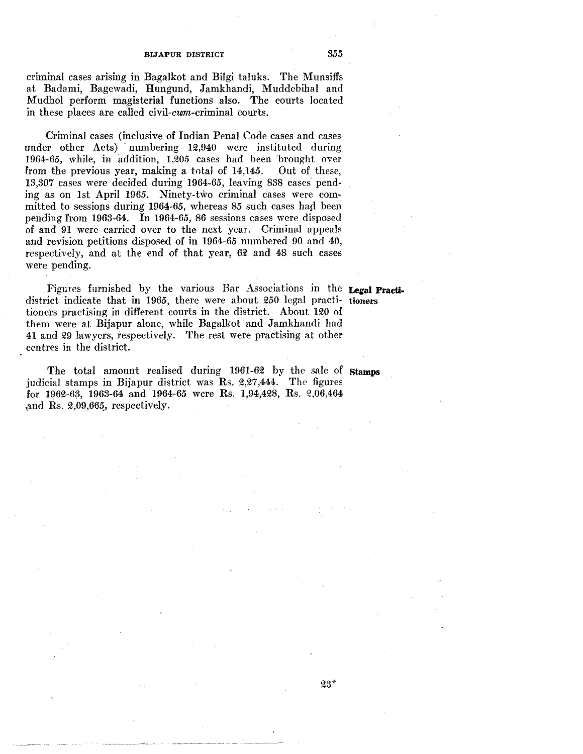criminal cases arising in Bagalkot and Bilgi taluks. The Munsiffs at Badami, Bagewadi, Hungund, Jamkhandi, Muddebihal and Mudhol perform magisterial functions also. The courts located in these places are called civil-*cum*-criminal courts.

Criminal cases (inclusive of Indian Penal Code cases and cases under other Acts) numbering 12,940 were instituted during 1964-65, while, in addition, 1,205 cases had been brought over from the previous year, making a total of 14,145. Out of these, 13,307 cases were decided during 1964-65, leaving 838 cases pending as on 1st April 1965. Ninety-two criminal cases were committed to sessions during 1964-65, whereas 85 such cases had been pending from 1963-64. In 1964-65, 86 sessions cases were disposed of and 91 were carried over to the next year. Criminal appeals and revision petitions disposed of in 1964-65 numbered 90 and 40, respectively, and at the end of that year, 62 and 48 such cases were pending.

**Legal Practitioners**

Figures furnished by the various Bar Associations in the district indicate that in 1965, there were about 250 legal practitioners practising in different courts in the district. About 120 of them were at Bijapur alone, while Bagalkot and Jamkhandi had 41 and 29 lawyers, respectively. The rest were practising at other centres in the district.

**Stamps**

The total amount realised during 1961-62 by the sale of judicial stamps in Bijapur district was Rs. 2,27,444. The figures for 1962-63, 1963-64 and 1964-65 were Rs. 1,94,428, Rs. 2,06,464 and Rs. 2,09,665, respectively.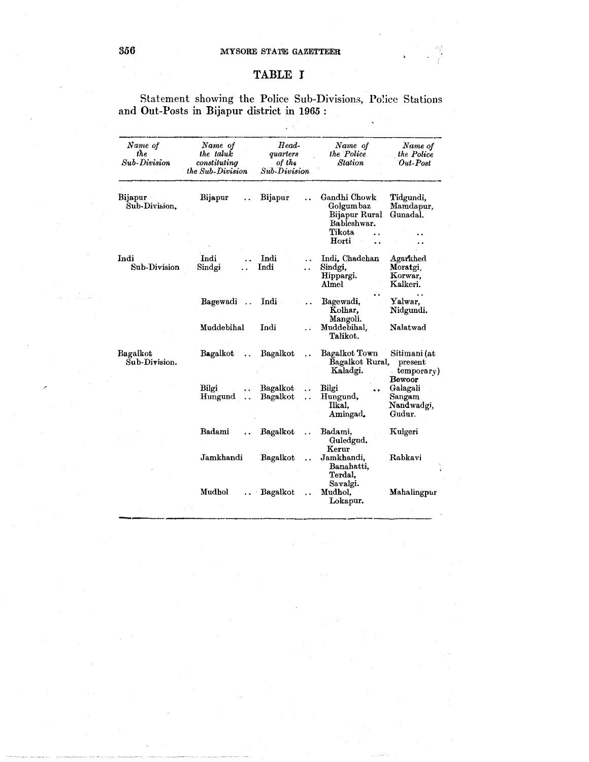## TABLE I

Statement showing the Police Sub-Divisions, Police Stations and Out-Posts in Bijapur district in 1965 :

| *Name of the Sub-Division* | *Name of the taluk constituting the Sub-Division* | *Head-quarters of the Sub-Division* | *Name of the Police Station* | *Name of the Police Out-Post* |
|---|---|---|---|---|
| Bijapur Sub-Division. | Bijapur .. | Bijapur .. | Gandhi Chowk Golgumbaz Bijapur Rural Bableshwar. Tikota .. Horti .. | Tidgundi, Mamdapur, Gunadal. .. .. |
| Indi Sub-Division | Indi .. Sindgi .. | Indi .. Indi .. | Indi, Chadchan Sindgi, Hippargi. Almel .. | Agarkhed Moratgi, Korwar, Kalkeri. .. |
| | Bagewadi .. | Indi .. | Bagewadi, Kolhar, Mangoli. | Yalwar, Nidgundi. |
| | Muddebihal | Indi .. | Muddebihal, Talikot. | Nalatwad |
| Bagalkot Sub-Division. | Bagalkot .. | Bagalkot .. | Bagalkot Town Bagalkot Rural, Kaladgi. | Sitimani (at present temporary) Bewoor |
| | Bilgi .. Hungund .. | Bagalkot .. Bagalkot .. | Bilgi .. Hungund, Ilkal, Amingad. | Galagali Sangam Nandwadgi, Gudur. |
| | Badami .. | Bagalkot .. | Badami, Guledgud, Kerur | Kulgeri |
| | Jamkhandi | Bagalkot .. | Jamkhandi, Banahatti, Terdal, Savalgi. | Rabkavi |
| | Mudhol .. | Bagalkot .. | Mudhol, Lokapur. | Mahalingpur |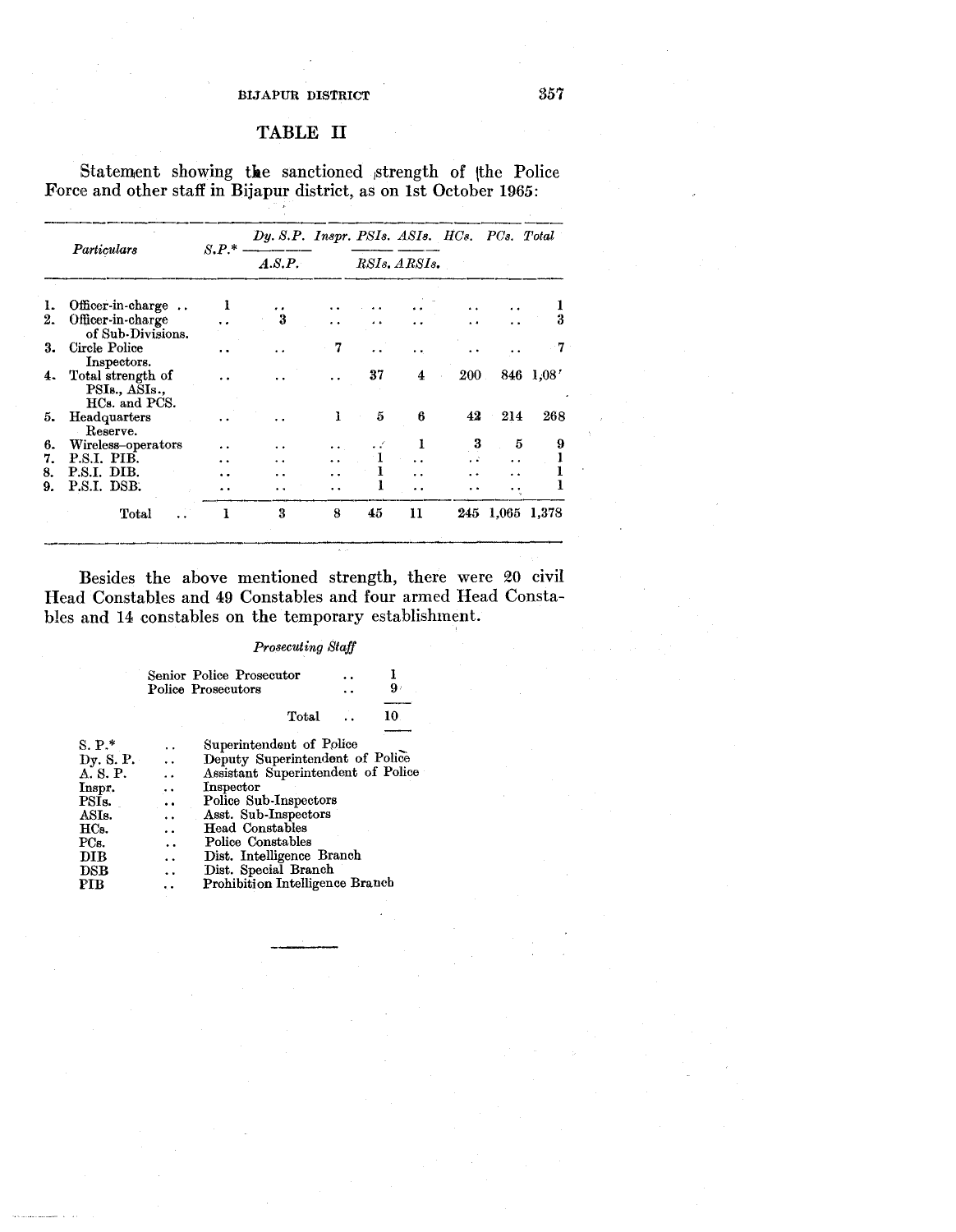## TABLE II

Statement showing the sanctioned strength of the Police Force and other staff in Bijapur district, as on 1st October 1965:

| Particulars | S.P.* | Dy. S.P. | Inspr. | PSIs. | ASIs. | HCs. | PCs. | Total |
|---|---|---|---|---|---|---|---|---|
| | | A.S.P. | | RSIs. | ARSIs. | | | |
| 1. Officer-in-charge .. | 1 | .. | .. | .. | .. | .. | .. | 1 |
| 2. Officer-in-charge of Sub-Divisions. | .. | 3 | .. | .. | .. | .. | .. | 3 |
| 3. Circle Police Inspectors. | .. | .. | 7 | .. | .. | .. | .. | 7 |
| 4. Total strength of PSIs., ASIs., HCs. and PCS. | .. | .. | .. | 37 | 4 | 200 | 846 | 1,08' |
| 5. Headquarters Reserve. | .. | .. | 1 | 5 | 6 | 42 | 214 | 268 |
| 6. Wireless-operators | .. | .. | .. | .. | 1 | 3 | 5 | 9 |
| 7. P.S.I. PIB. | .. | .. | .. | 1 | .. | .. | .. | 1 |
| 8. P.S.I. DIB. | .. | .. | .. | 1 | .. | .. | .. | 1 |
| 9. P.S.I. DSB. | .. | .. | .. | 1 | .. | .. | .. | 1 |
| Total .. | 1 | 3 | 8 | 45 | 11 | 245 | 1,065 | 1,378 |

Besides the above mentioned strength, there were 20 civil Head Constables and 49 Constables and four armed Head Constables and 14 constables on the temporary establishment.

*Prosecuting Staff*

| | | |
|---|---|---|
| Senior Police Prosecutor | .. | 1 |
| Police Prosecutors | .. | 9 |
| Total | .. | 10 |

S. P.* .. Superintendent of Police  
Dy. S. P. .. Deputy Superintendent of Police  
A. S. P. .. Assistant Superintendent of Police  
Inspr. .. Inspector  
PSIs. .. Police Sub-Inspectors  
ASIs. .. Asst. Sub-Inspectors  
HCs. .. Head Constables  
PCs. .. Police Constables  
DIB .. Dist. Intelligence Branch  
DSB .. Dist. Special Branch  
PIB .. Prohibition Intelligence Branch